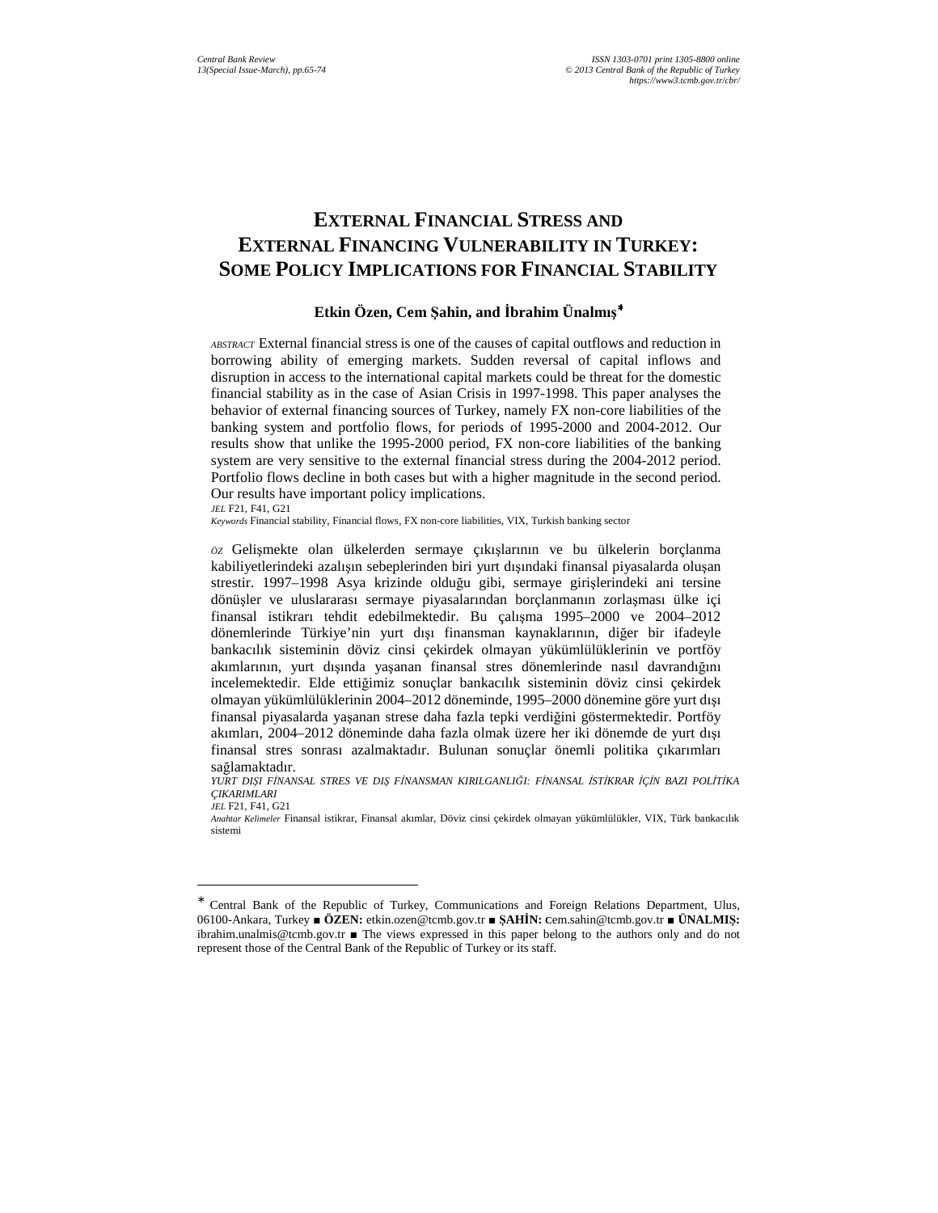# External Financial Stress and External Financing Vulnerability in Turkey: Some Policy Implications for Financial Stability

**Etkin Özen, Cem Şahin, and İbrahim Ünalmış***

*ABSTRACT* External financial stress is one of the causes of capital outflows and reduction in borrowing ability of emerging markets. Sudden reversal of capital inflows and disruption in access to the international capital markets could be threat for the domestic financial stability as in the case of Asian Crisis in 1997-1998. This paper analyses the behavior of external financing sources of Turkey, namely FX non-core liabilities of the banking system and portfolio flows, for periods of 1995-2000 and 2004-2012. Our results show that unlike the 1995-2000 period, FX non-core liabilities of the banking system are very sensitive to the external financial stress during the 2004-2012 period. Portfolio flows decline in both cases but with a higher magnitude in the second period. Our results have important policy implications.

*JEL* F21, F41, G21

*Keywords* Financial stability, Financial flows, FX non-core liabilities, VIX, Turkish banking sector

*ÖZ* Gelişmekte olan ülkelerden sermaye çıkışlarının ve bu ülkelerin borçlanma kabiliyetlerindeki azalışın sebeplerinden biri yurt dışındaki finansal piyasalarda oluşan strestir. 1997–1998 Asya krizinde olduğu gibi, sermaye girişlerindeki ani tersine dönüşler ve uluslararası sermaye piyasalarından borçlanmanın zorlaşması ülke içi finansal istikrarı tehdit edebilmektedir. Bu çalışma 1995–2000 ve 2004–2012 dönemlerinde Türkiye'nin yurt dışı finansman kaynaklarının, diğer bir ifadeyle bankacılık sisteminin döviz cinsi çekirdek olmayan yükümlülüklerinin ve portföy akımlarının, yurt dışında yaşanan finansal stres dönemlerinde nasıl davrandığını incelemektedir. Elde ettiğimiz sonuçlar bankacılık sisteminin döviz cinsi çekirdek olmayan yükümlülüklerinin 2004–2012 döneminde, 1995–2000 dönemine göre yurt dışı finansal piyasalarda yaşanan strese daha fazla tepki verdiğini göstermektedir. Portföy akımları, 2004–2012 döneminde daha fazla olmak üzere her iki dönemde de yurt dışı finansal stres sonrası azalmaktadır. Bulunan sonuçlar önemli politika çıkarımları sağlamaktadır.

*YURT DIŞI FİNANSAL STRES VE DIŞ FİNANSMAN KIRILGANLIĞI: FİNANSAL İSTİKRAR İÇİN BAZI POLİTİKA ÇIKARIMLARI*

*JEL* F21, F41, G21

*Anahtar Kelimeler* Finansal istikrar, Finansal akımlar, Döviz cinsi çekirdek olmayan yükümlülükler, VIX, Türk bankacılık sistemi

---

* Central Bank of the Republic of Turkey, Communications and Foreign Relations Department, Ulus, 06100-Ankara, Turkey ■ **ÖZEN:** etkin.ozen@tcmb.gov.tr ■ **ŞAHİN:** cem.sahin@tcmb.gov.tr ■ **ÜNALMIŞ:** ibrahim.unalmis@tcmb.gov.tr ■ The views expressed in this paper belong to the authors only and do not represent those of the Central Bank of the Republic of Turkey or its staff.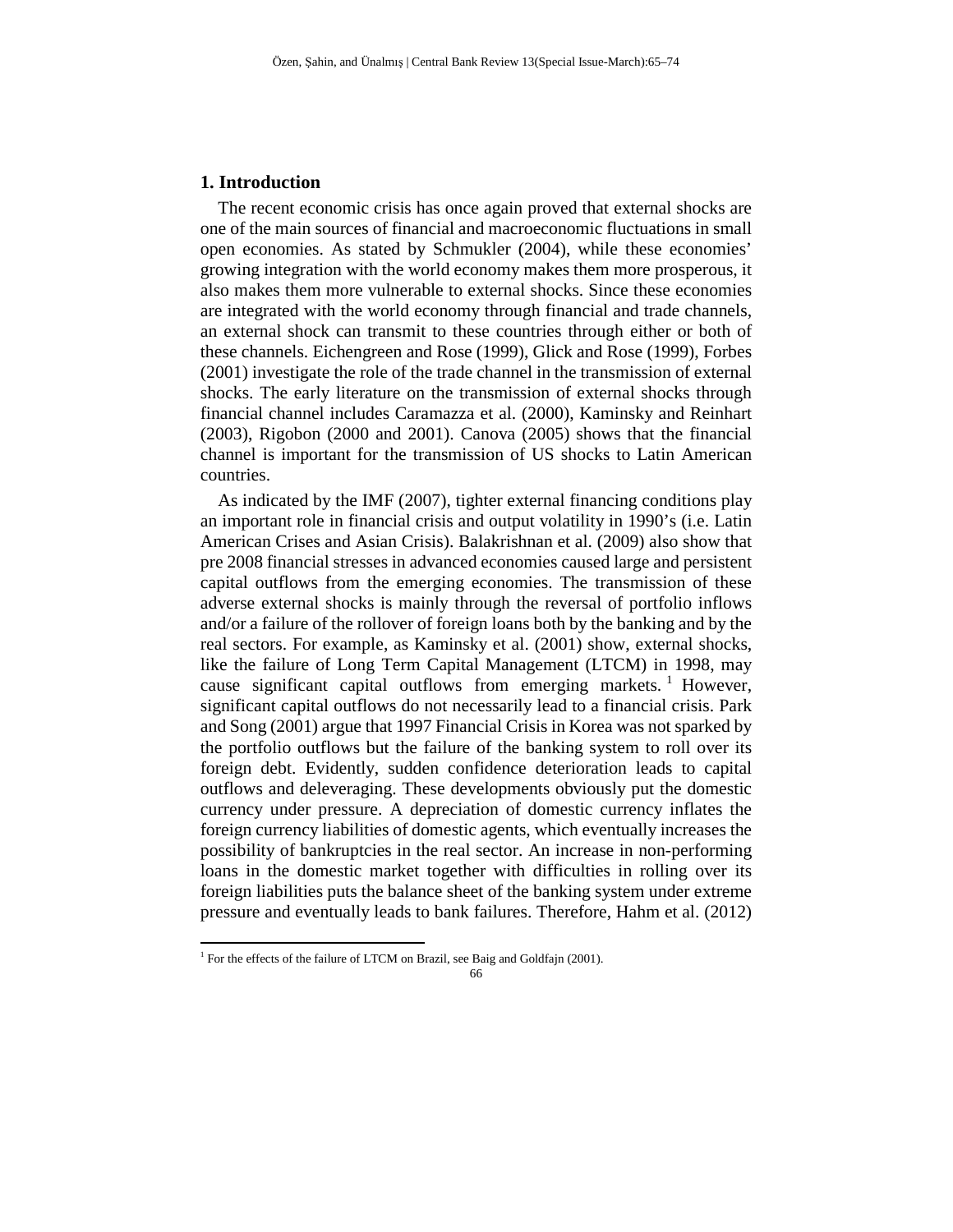## 1. Introduction

The recent economic crisis has once again proved that external shocks are one of the main sources of financial and macroeconomic fluctuations in small open economies. As stated by Schmukler (2004), while these economies' growing integration with the world economy makes them more prosperous, it also makes them more vulnerable to external shocks. Since these economies are integrated with the world economy through financial and trade channels, an external shock can transmit to these countries through either or both of these channels. Eichengreen and Rose (1999), Glick and Rose (1999), Forbes (2001) investigate the role of the trade channel in the transmission of external shocks. The early literature on the transmission of external shocks through financial channel includes Caramazza et al. (2000), Kaminsky and Reinhart (2003), Rigobon (2000 and 2001). Canova (2005) shows that the financial channel is important for the transmission of US shocks to Latin American countries.

As indicated by the IMF (2007), tighter external financing conditions play an important role in financial crisis and output volatility in 1990's (i.e. Latin American Crises and Asian Crisis). Balakrishnan et al. (2009) also show that pre 2008 financial stresses in advanced economies caused large and persistent capital outflows from the emerging economies. The transmission of these adverse external shocks is mainly through the reversal of portfolio inflows and/or a failure of the rollover of foreign loans both by the banking and by the real sectors. For example, as Kaminsky et al. (2001) show, external shocks, like the failure of Long Term Capital Management (LTCM) in 1998, may cause significant capital outflows from emerging markets.[1] However, significant capital outflows do not necessarily lead to a financial crisis. Park and Song (2001) argue that 1997 Financial Crisis in Korea was not sparked by the portfolio outflows but the failure of the banking system to roll over its foreign debt. Evidently, sudden confidence deterioration leads to capital outflows and deleveraging. These developments obviously put the domestic currency under pressure. A depreciation of domestic currency inflates the foreign currency liabilities of domestic agents, which eventually increases the possibility of bankruptcies in the real sector. An increase in non-performing loans in the domestic market together with difficulties in rolling over its foreign liabilities puts the balance sheet of the banking system under extreme pressure and eventually leads to bank failures. Therefore, Hahm et al. (2012)

[1] For the effects of the failure of LTCM on Brazil, see Baig and Goldfajn (2001).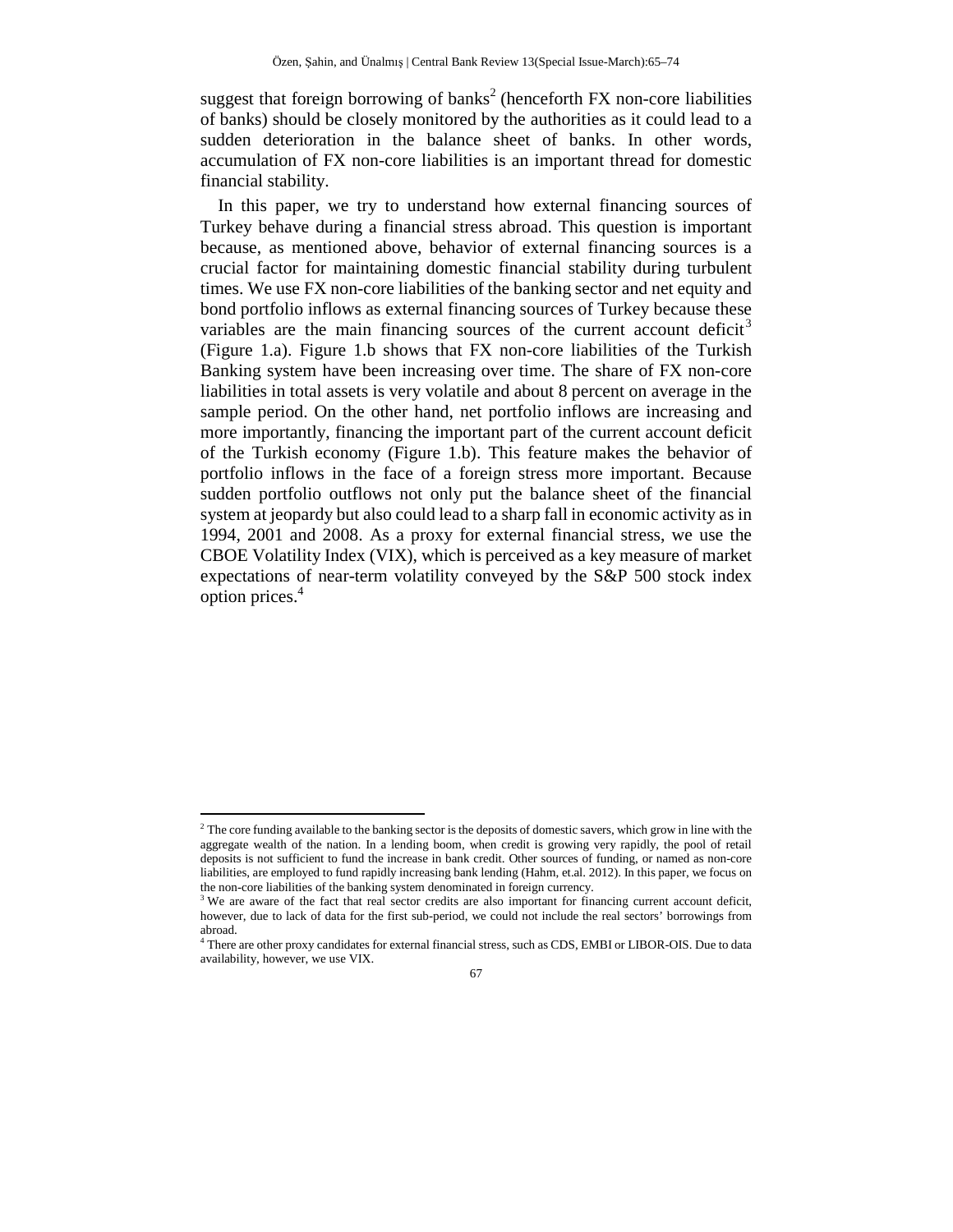suggest that foreign borrowing of banks[2] (henceforth FX non-core liabilities of banks) should be closely monitored by the authorities as it could lead to a sudden deterioration in the balance sheet of banks. In other words, accumulation of FX non-core liabilities is an important thread for domestic financial stability.

In this paper, we try to understand how external financing sources of Turkey behave during a financial stress abroad. This question is important because, as mentioned above, behavior of external financing sources is a crucial factor for maintaining domestic financial stability during turbulent times. We use FX non-core liabilities of the banking sector and net equity and bond portfolio inflows as external financing sources of Turkey because these variables are the main financing sources of the current account deficit[3] (Figure 1.a). Figure 1.b shows that FX non-core liabilities of the Turkish Banking system have been increasing over time. The share of FX non-core liabilities in total assets is very volatile and about 8 percent on average in the sample period. On the other hand, net portfolio inflows are increasing and more importantly, financing the important part of the current account deficit of the Turkish economy (Figure 1.b). This feature makes the behavior of portfolio inflows in the face of a foreign stress more important. Because sudden portfolio outflows not only put the balance sheet of the financial system at jeopardy but also could lead to a sharp fall in economic activity as in 1994, 2001 and 2008. As a proxy for external financial stress, we use the CBOE Volatility Index (VIX), which is perceived as a key measure of market expectations of near-term volatility conveyed by the S&P 500 stock index option prices.[4]

---

[2] The core funding available to the banking sector is the deposits of domestic savers, which grow in line with the aggregate wealth of the nation. In a lending boom, when credit is growing very rapidly, the pool of retail deposits is not sufficient to fund the increase in bank credit. Other sources of funding, or named as non-core liabilities, are employed to fund rapidly increasing bank lending (Hahm, et.al. 2012). In this paper, we focus on the non-core liabilities of the banking system denominated in foreign currency.

[3] We are aware of the fact that real sector credits are also important for financing current account deficit, however, due to lack of data for the first sub-period, we could not include the real sectors' borrowings from abroad.

[4] There are other proxy candidates for external financial stress, such as CDS, EMBI or LIBOR-OIS. Due to data availability, however, we use VIX.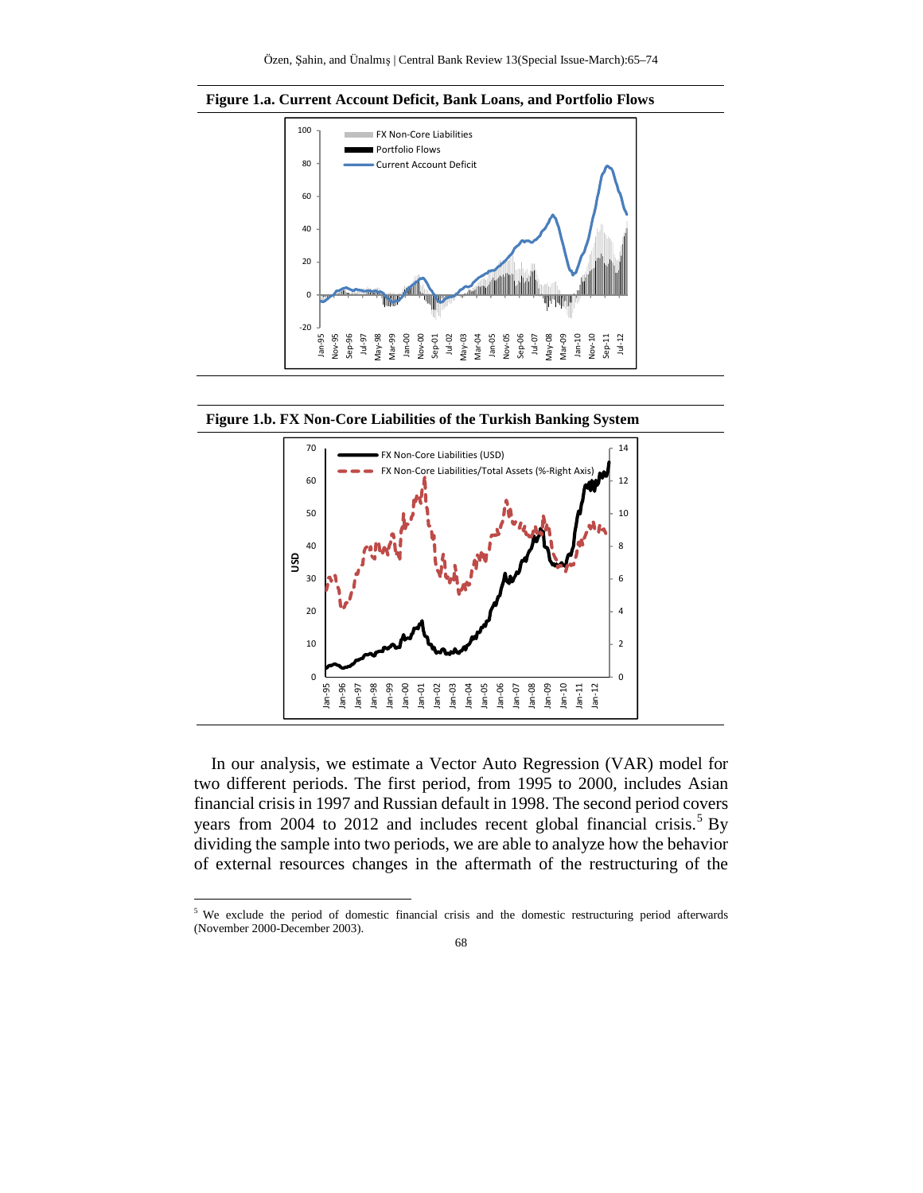**Figure 1.a. Current Account Deficit, Bank Loans, and Portfolio Flows**

**Figure 1.b. FX Non-Core Liabilities of the Turkish Banking System**

In our analysis, we estimate a Vector Auto Regression (VAR) model for two different periods. The first period, from 1995 to 2000, includes Asian financial crisis in 1997 and Russian default in 1998. The second period covers years from 2004 to 2012 and includes recent global financial crisis.[5] By dividing the sample into two periods, we are able to analyze how the behavior of external resources changes in the aftermath of the restructuring of the

[5] We exclude the period of domestic financial crisis and the domestic restructuring period afterwards (November 2000-December 2003).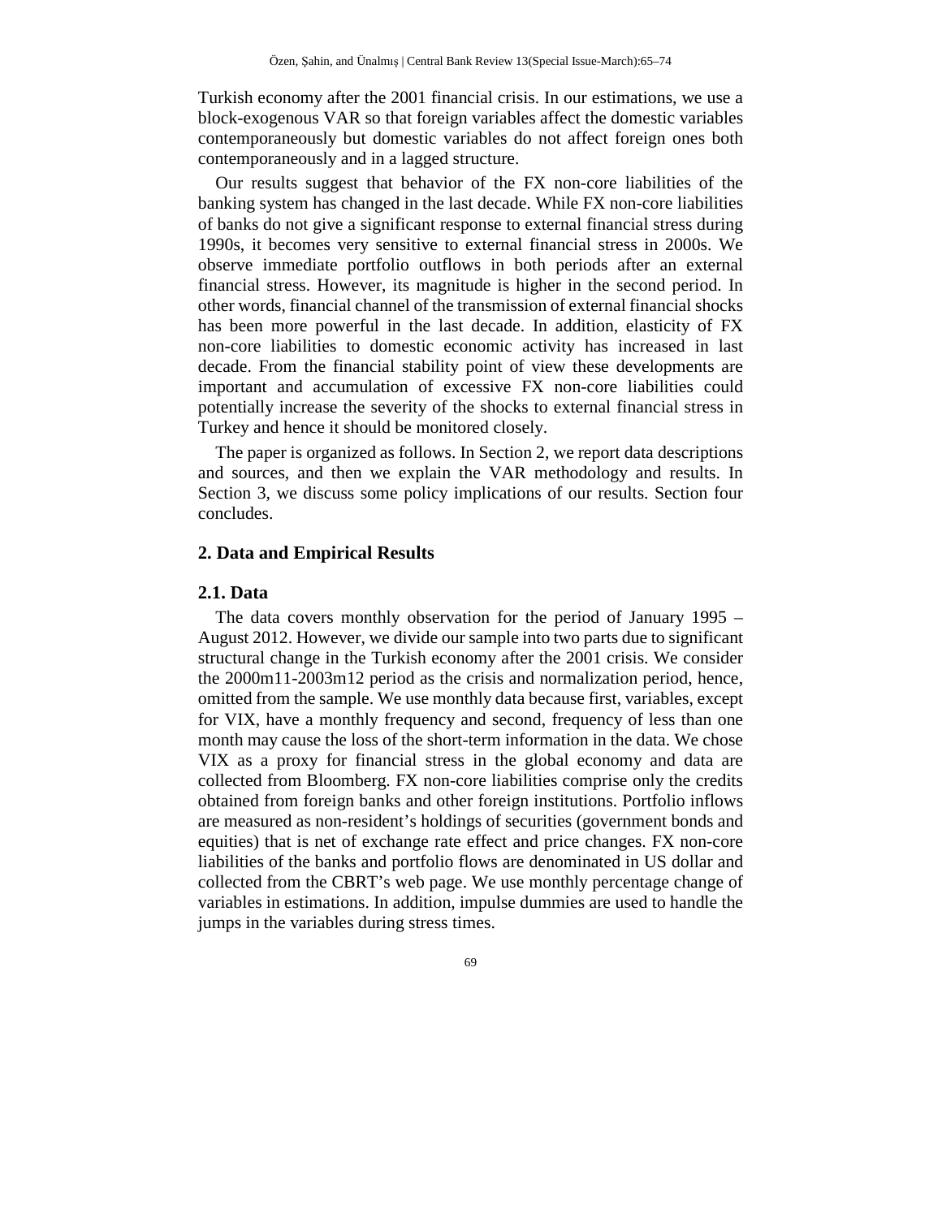Turkish economy after the 2001 financial crisis. In our estimations, we use a block-exogenous VAR so that foreign variables affect the domestic variables contemporaneously but domestic variables do not affect foreign ones both contemporaneously and in a lagged structure.

Our results suggest that behavior of the FX non-core liabilities of the banking system has changed in the last decade. While FX non-core liabilities of banks do not give a significant response to external financial stress during 1990s, it becomes very sensitive to external financial stress in 2000s. We observe immediate portfolio outflows in both periods after an external financial stress. However, its magnitude is higher in the second period. In other words, financial channel of the transmission of external financial shocks has been more powerful in the last decade. In addition, elasticity of FX non-core liabilities to domestic economic activity has increased in last decade. From the financial stability point of view these developments are important and accumulation of excessive FX non-core liabilities could potentially increase the severity of the shocks to external financial stress in Turkey and hence it should be monitored closely.

The paper is organized as follows. In Section 2, we report data descriptions and sources, and then we explain the VAR methodology and results. In Section 3, we discuss some policy implications of our results. Section four concludes.

## 2. Data and Empirical Results

### 2.1. Data

The data covers monthly observation for the period of January 1995 – August 2012. However, we divide our sample into two parts due to significant structural change in the Turkish economy after the 2001 crisis. We consider the 2000m11-2003m12 period as the crisis and normalization period, hence, omitted from the sample. We use monthly data because first, variables, except for VIX, have a monthly frequency and second, frequency of less than one month may cause the loss of the short-term information in the data. We chose VIX as a proxy for financial stress in the global economy and data are collected from Bloomberg. FX non-core liabilities comprise only the credits obtained from foreign banks and other foreign institutions. Portfolio inflows are measured as non-resident's holdings of securities (government bonds and equities) that is net of exchange rate effect and price changes. FX non-core liabilities of the banks and portfolio flows are denominated in US dollar and collected from the CBRT's web page. We use monthly percentage change of variables in estimations. In addition, impulse dummies are used to handle the jumps in the variables during stress times.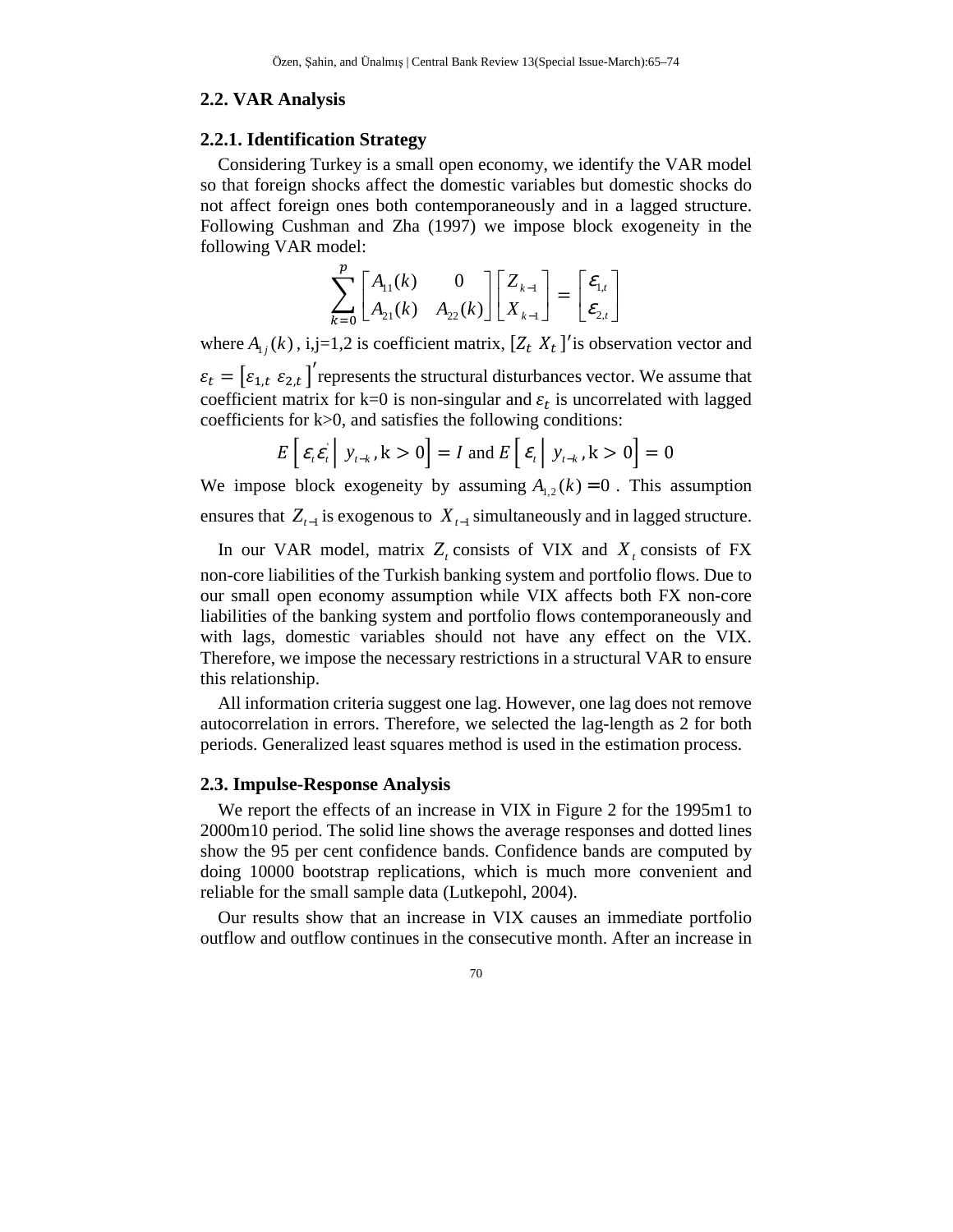## 2.2. VAR Analysis

### 2.2.1. Identification Strategy

Considering Turkey is a small open economy, we identify the VAR model so that foreign shocks affect the domestic variables but domestic shocks do not affect foreign ones both contemporaneously and in a lagged structure. Following Cushman and Zha (1997) we impose block exogeneity in the following VAR model:

$$\sum_{k=0}^{p} \begin{bmatrix} A_{11}(k) & 0 \\ A_{21}(k) & A_{22}(k) \end{bmatrix} \begin{bmatrix} Z_{k-1} \\ X_{k-1} \end{bmatrix} = \begin{bmatrix} \varepsilon_{1,t} \\ \varepsilon_{2,t} \end{bmatrix}$$

where $A_{1j}(k)$ , i,j=1,2 is coefficient matrix, $[Z_t \ X_t]'$ is observation vector and $\varepsilon_t = [\varepsilon_{1,t} \ \varepsilon_{2,t}]'$ represents the structural disturbances vector. We assume that coefficient matrix for k=0 is non-singular and $\varepsilon_t$ is uncorrelated with lagged coefficients for k>0, and satisfies the following conditions:

$$E\left[\varepsilon_t \varepsilon_t^{'} \middle| \ y_{t-k}, \mathrm{k} > 0\right] = I \text{ and } E\left[\varepsilon_t \middle| \ y_{t-k}, \mathrm{k} > 0\right] = 0$$

We impose block exogeneity by assuming $A_{1,2}(k) = 0$ . This assumption ensures that $Z_{t-1}$ is exogenous to $X_{t-1}$ simultaneously and in lagged structure.

In our VAR model, matrix $Z_t$ consists of VIX and $X_t$ consists of FX non-core liabilities of the Turkish banking system and portfolio flows. Due to our small open economy assumption while VIX affects both FX non-core liabilities of the banking system and portfolio flows contemporaneously and with lags, domestic variables should not have any effect on the VIX. Therefore, we impose the necessary restrictions in a structural VAR to ensure this relationship.

All information criteria suggest one lag. However, one lag does not remove autocorrelation in errors. Therefore, we selected the lag-length as 2 for both periods. Generalized least squares method is used in the estimation process.

## 2.3. Impulse-Response Analysis

We report the effects of an increase in VIX in Figure 2 for the 1995m1 to 2000m10 period. The solid line shows the average responses and dotted lines show the 95 per cent confidence bands. Confidence bands are computed by doing 10000 bootstrap replications, which is much more convenient and reliable for the small sample data (Lutkepohl, 2004).

Our results show that an increase in VIX causes an immediate portfolio outflow and outflow continues in the consecutive month. After an increase in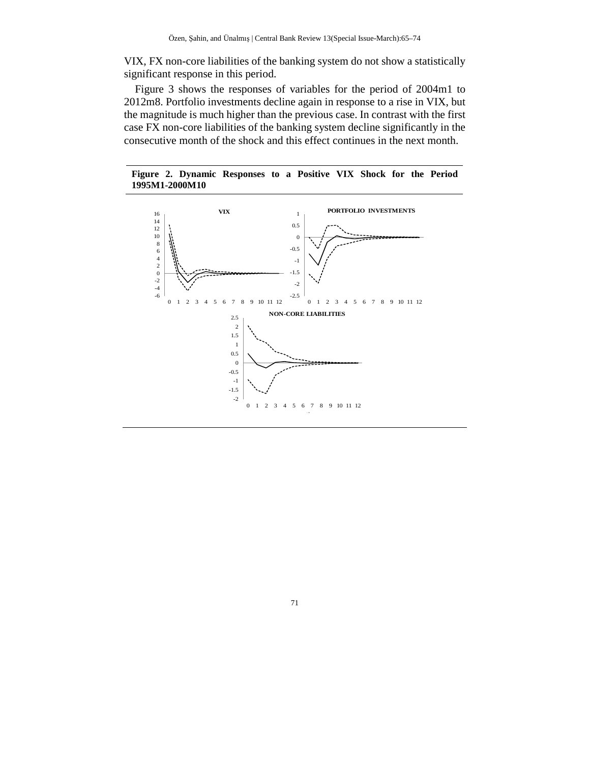VIX, FX non-core liabilities of the banking system do not show a statistically significant response in this period.

Figure 3 shows the responses of variables for the period of 2004m1 to 2012m8. Portfolio investments decline again in response to a rise in VIX, but the magnitude is much higher than the previous case. In contrast with the first case FX non-core liabilities of the banking system decline significantly in the consecutive month of the shock and this effect continues in the next month.

**Figure 2. Dynamic Responses to a Positive VIX Shock for the Period 1995M1-2000M10**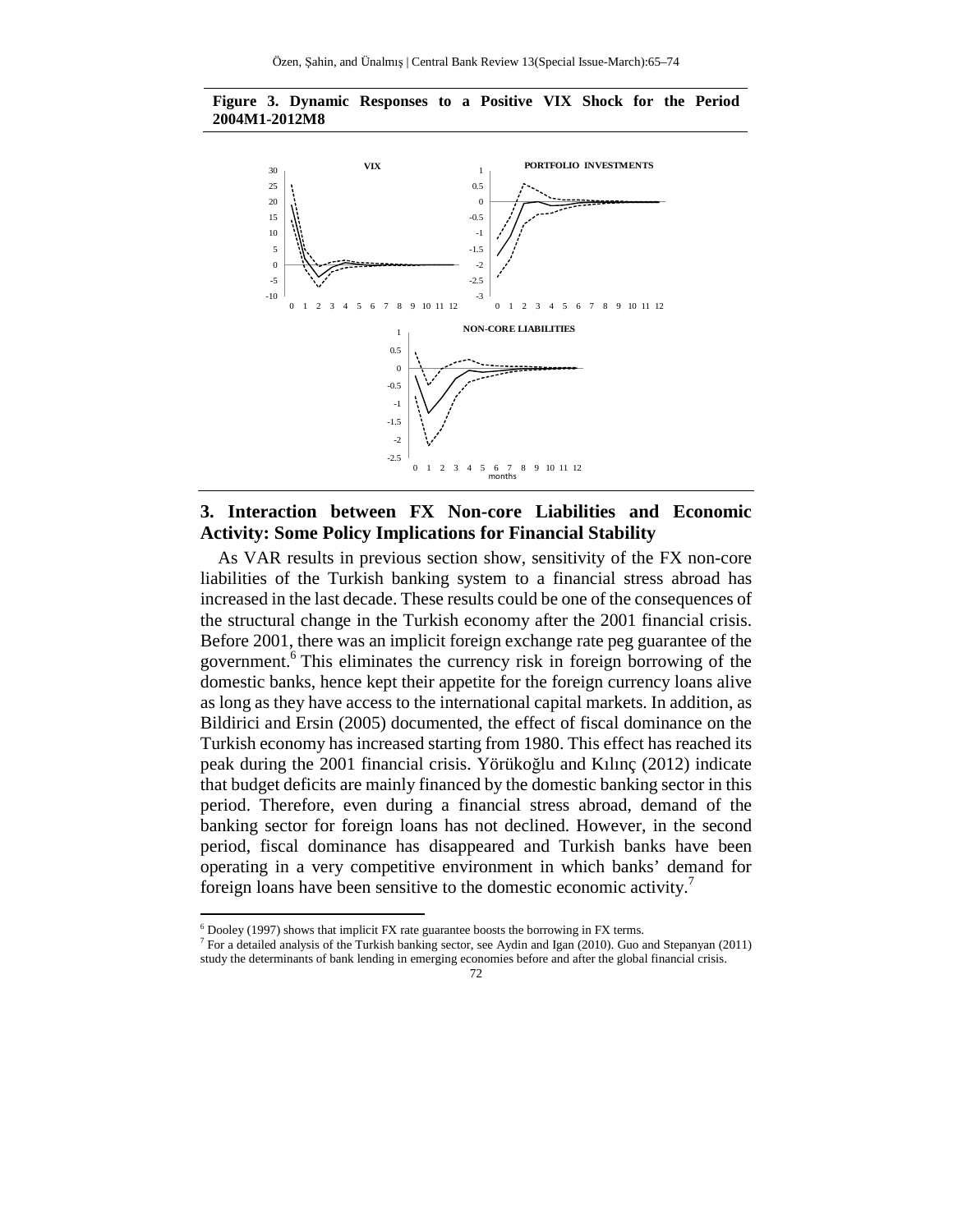**Figure 3. Dynamic Responses to a Positive VIX Shock for the Period 2004M1-2012M8**

## 3. Interaction between FX Non-core Liabilities and Economic Activity: Some Policy Implications for Financial Stability

As VAR results in previous section show, sensitivity of the FX non-core liabilities of the Turkish banking system to a financial stress abroad has increased in the last decade. These results could be one of the consequences of the structural change in the Turkish economy after the 2001 financial crisis. Before 2001, there was an implicit foreign exchange rate peg guarantee of the government.[6] This eliminates the currency risk in foreign borrowing of the domestic banks, hence kept their appetite for the foreign currency loans alive as long as they have access to the international capital markets. In addition, as Bildirici and Ersin (2005) documented, the effect of fiscal dominance on the Turkish economy has increased starting from 1980. This effect has reached its peak during the 2001 financial crisis. Yörükoğlu and Kılınç (2012) indicate that budget deficits are mainly financed by the domestic banking sector in this period. Therefore, even during a financial stress abroad, demand of the banking sector for foreign loans has not declined. However, in the second period, fiscal dominance has disappeared and Turkish banks have been operating in a very competitive environment in which banks' demand for foreign loans have been sensitive to the domestic economic activity.[7]

---

[6] Dooley (1997) shows that implicit FX rate guarantee boosts the borrowing in FX terms.

[7] For a detailed analysis of the Turkish banking sector, see Aydin and Igan (2010). Guo and Stepanyan (2011) study the determinants of bank lending in emerging economies before and after the global financial crisis.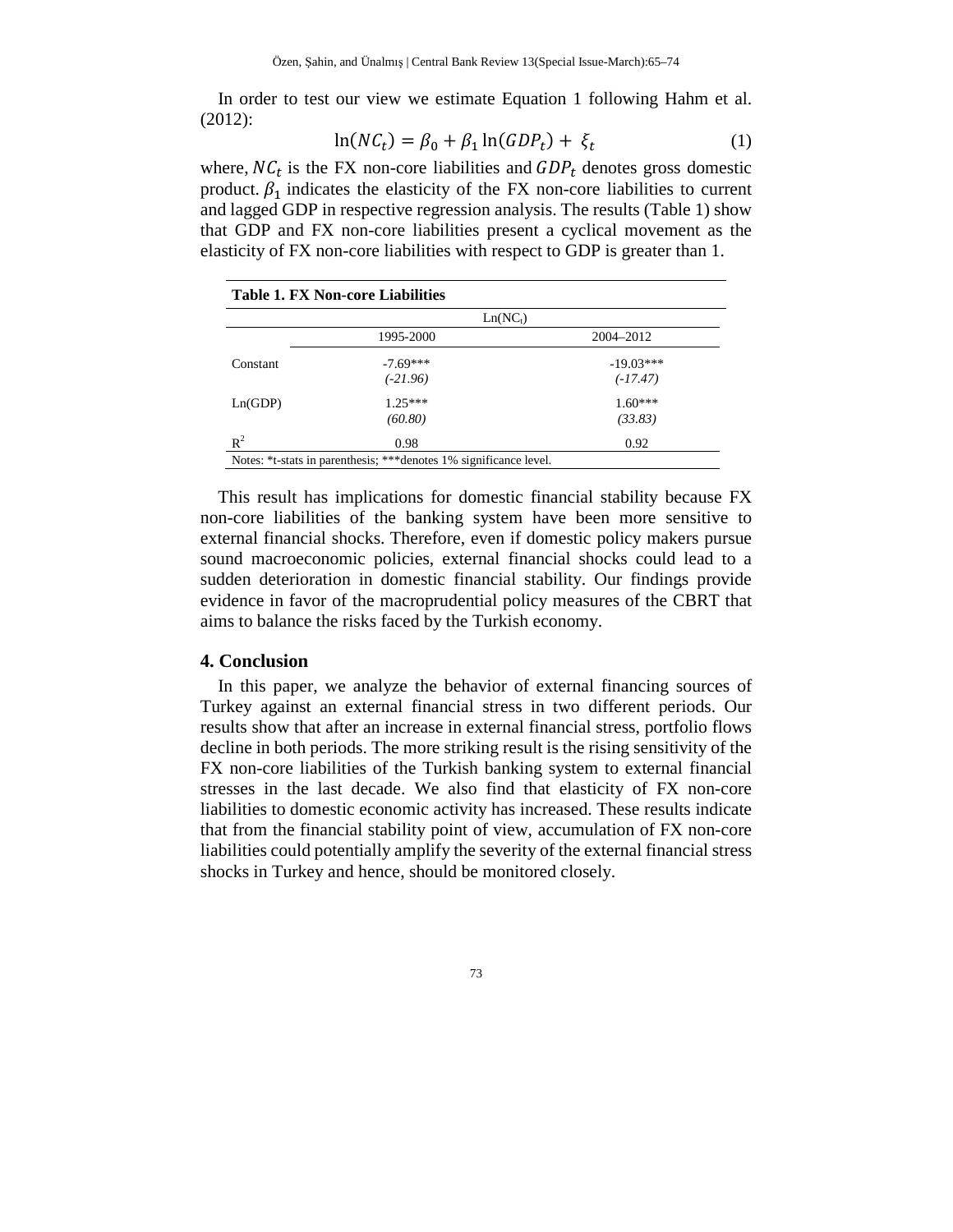In order to test our view we estimate Equation 1 following Hahm et al. (2012):

$$\ln(NC_t) = \beta_0 + \beta_1 \ln(GDP_t) + \xi_t \tag{1}$$

where, $NC_t$ is the FX non-core liabilities and $GDP_t$ denotes gross domestic product. $\beta_1$ indicates the elasticity of the FX non-core liabilities to current and lagged GDP in respective regression analysis. The results (Table 1) show that GDP and FX non-core liabilities present a cyclical movement as the elasticity of FX non-core liabilities with respect to GDP is greater than 1.

**Table 1. FX Non-core Liabilities**

| | $\mathrm{Ln}(NC_t)$ | |
|---|---|---|
| | 1995-2000 | 2004–2012 |
| Constant | -7.69*** | -19.03*** |
| | *(-21.96)* | *(-17.47)* |
| Ln(GDP) | 1.25*** | 1.60*** |
| | *(60.80)* | *(33.83)* |
| $R^2$ | 0.98 | 0.92 |

Notes: *t-stats in parenthesis; ***denotes 1% significance level.

This result has implications for domestic financial stability because FX non-core liabilities of the banking system have been more sensitive to external financial shocks. Therefore, even if domestic policy makers pursue sound macroeconomic policies, external financial shocks could lead to a sudden deterioration in domestic financial stability. Our findings provide evidence in favor of the macroprudential policy measures of the CBRT that aims to balance the risks faced by the Turkish economy.

## 4. Conclusion

In this paper, we analyze the behavior of external financing sources of Turkey against an external financial stress in two different periods. Our results show that after an increase in external financial stress, portfolio flows decline in both periods. The more striking result is the rising sensitivity of the FX non-core liabilities of the Turkish banking system to external financial stresses in the last decade. We also find that elasticity of FX non-core liabilities to domestic economic activity has increased. These results indicate that from the financial stability point of view, accumulation of FX non-core liabilities could potentially amplify the severity of the external financial stress shocks in Turkey and hence, should be monitored closely.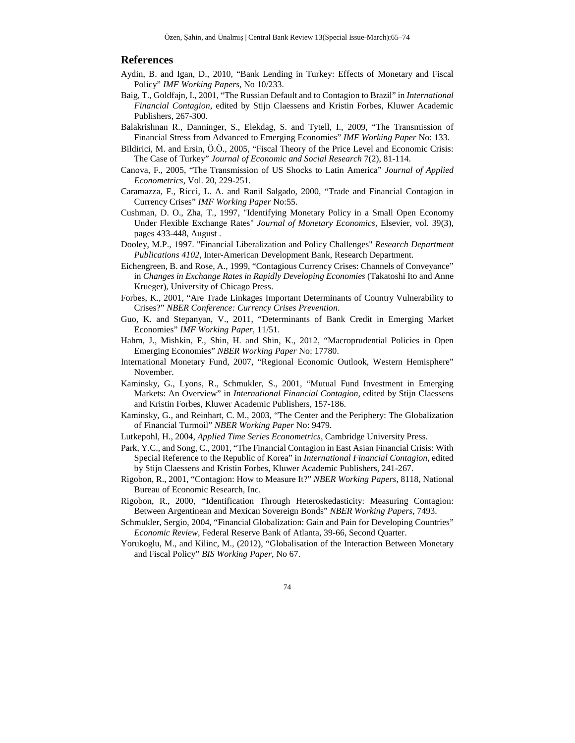## References

Aydin, B. and Igan, D., 2010, "Bank Lending in Turkey: Effects of Monetary and Fiscal Policy" *IMF Working Papers*, No 10/233.

Baig, T., Goldfajn, I., 2001, "The Russian Default and to Contagion to Brazil" in *International Financial Contagion*, edited by Stijn Claessens and Kristin Forbes, Kluwer Academic Publishers, 267-300.

Balakrishnan R., Danninger, S., Elekdag, S. and Tytell, I., 2009, "The Transmission of Financial Stress from Advanced to Emerging Economies" *IMF Working Paper* No: 133.

Bildirici, M. and Ersin, Ö.Ö., 2005, "Fiscal Theory of the Price Level and Economic Crisis: The Case of Turkey" *Journal of Economic and Social Research* 7(2), 81-114.

Canova, F., 2005, "The Transmission of US Shocks to Latin America" *Journal of Applied Econometrics*, Vol. 20, 229-251.

Caramazza, F., Ricci, L. A. and Ranil Salgado, 2000, "Trade and Financial Contagion in Currency Crises" *IMF Working Paper* No:55.

Cushman, D. O., Zha, T., 1997, "Identifying Monetary Policy in a Small Open Economy Under Flexible Exchange Rates" *Journal of Monetary Economics*, Elsevier, vol. 39(3), pages 433-448, August .

Dooley, M.P., 1997. "Financial Liberalization and Policy Challenges" *Research Department Publications 4102*, Inter-American Development Bank, Research Department.

Eichengreen, B. and Rose, A., 1999, "Contagious Currency Crises: Channels of Conveyance" in *Changes in Exchange Rates in Rapidly Developing Economies* (Takatoshi Ito and Anne Krueger), University of Chicago Press.

Forbes, K., 2001, "Are Trade Linkages Important Determinants of Country Vulnerability to Crises?" *NBER Conference: Currency Crises Prevention*.

Guo, K. and Stepanyan, V., 2011, "Determinants of Bank Credit in Emerging Market Economies" *IMF Working Paper*, 11/51.

Hahm, J., Mishkin, F., Shin, H. and Shin, K., 2012, "Macroprudential Policies in Open Emerging Economies" *NBER Working Paper* No: 17780.

International Monetary Fund, 2007, "Regional Economic Outlook, Western Hemisphere" November.

Kaminsky, G., Lyons, R., Schmukler, S., 2001, "Mutual Fund Investment in Emerging Markets: An Overview" in *International Financial Contagion*, edited by Stijn Claessens and Kristin Forbes, Kluwer Academic Publishers, 157-186.

Kaminsky, G., and Reinhart, C. M., 2003, "The Center and the Periphery: The Globalization of Financial Turmoil" *NBER Working Paper* No: 9479.

Lutkepohl, H., 2004, *Applied Time Series Econometrics*, Cambridge University Press.

Park, Y.C., and Song, C., 2001, "The Financial Contagion in East Asian Financial Crisis: With Special Reference to the Republic of Korea" in *International Financial Contagion*, edited by Stijn Claessens and Kristin Forbes, Kluwer Academic Publishers, 241-267.

Rigobon, R., 2001, "Contagion: How to Measure It?" *NBER Working Papers*, 8118, National Bureau of Economic Research, Inc.

Rigobon, R., 2000, "Identification Through Heteroskedasticity: Measuring Contagion: Between Argentinean and Mexican Sovereign Bonds" *NBER Working Papers*, 7493.

Schmukler, Sergio, 2004, "Financial Globalization: Gain and Pain for Developing Countries" *Economic Review*, Federal Reserve Bank of Atlanta, 39-66, Second Quarter.

Yorukoglu, M., and Kilinc, M., (2012), "Globalisation of the Interaction Between Monetary and Fiscal Policy" *BIS Working Paper*, No 67.